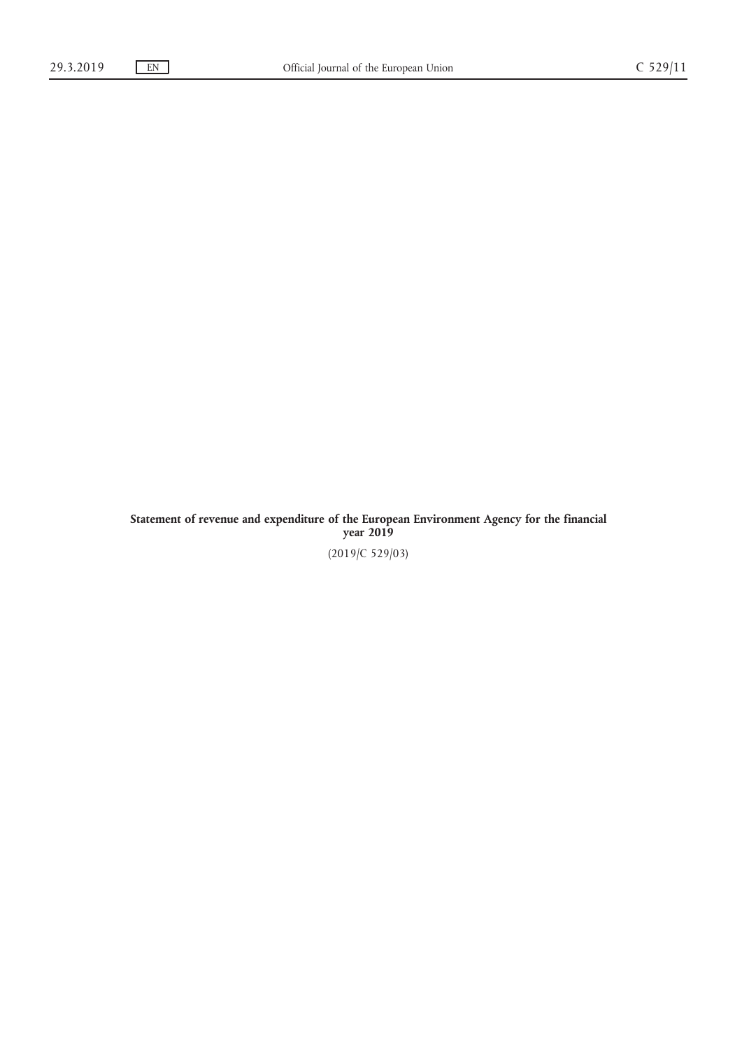**Statement of revenue and expenditure of the European Environment Agency for the financial year 2019**

(2019/C 529/03)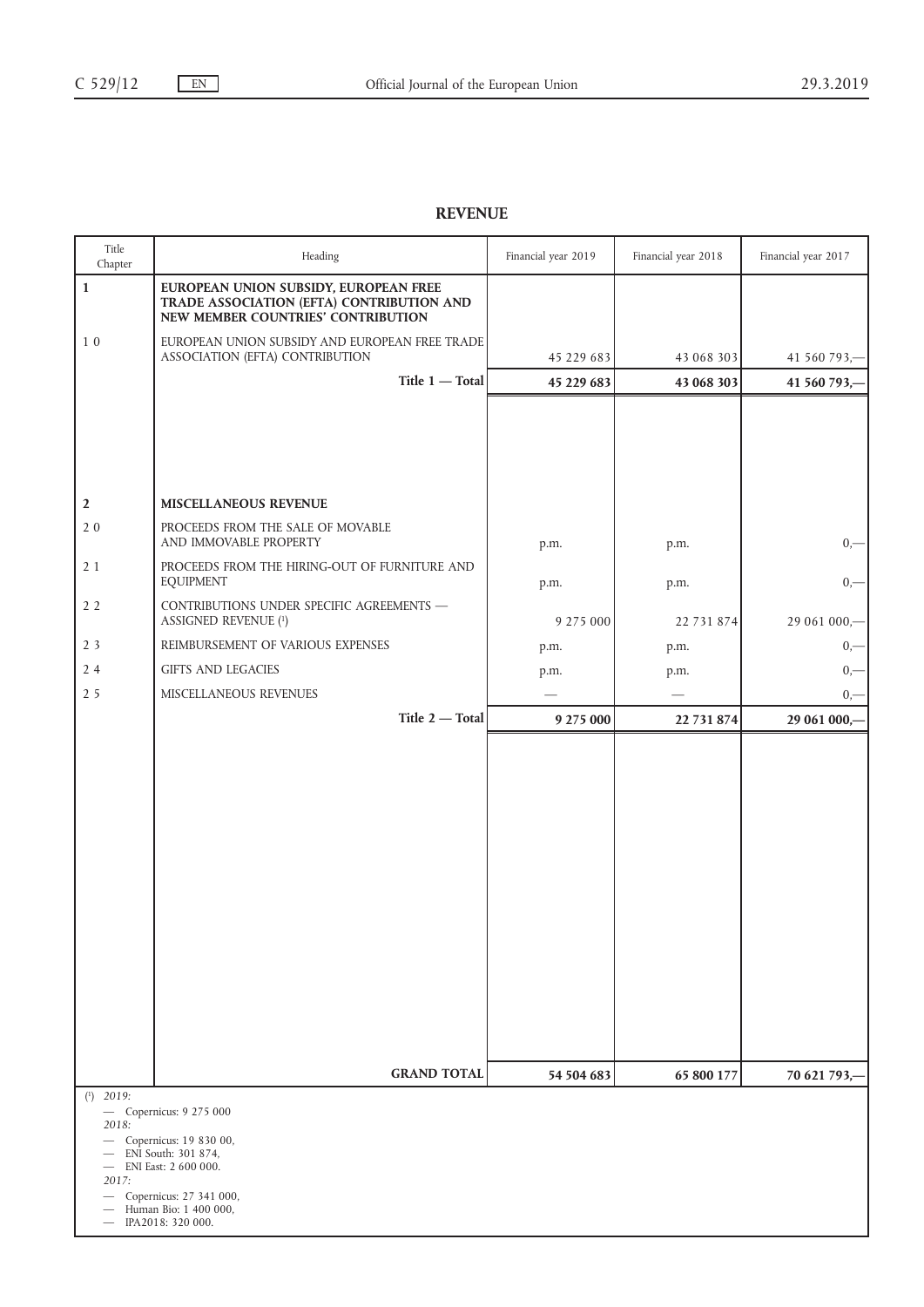## REVENUE

| Title Chapter | Heading | Financial year 2019 | Financial year 2018 | Financial year 2017 |
|---|---|---|---|---|
| **1** | **EUROPEAN UNION SUBSIDY, EUROPEAN FREE TRADE ASSOCIATION (EFTA) CONTRIBUTION AND NEW MEMBER COUNTRIES' CONTRIBUTION** | | | |
| 1 0 | EUROPEAN UNION SUBSIDY AND EUROPEAN FREE TRADE ASSOCIATION (EFTA) CONTRIBUTION | 45 229 683 | 43 068 303 | 41 560 793,— |
| | **Title 1 — Total** | **45 229 683** | **43 068 303** | **41 560 793,—** |
| **2** | **MISCELLANEOUS REVENUE** | | | |
| 2 0 | PROCEEDS FROM THE SALE OF MOVABLE AND IMMOVABLE PROPERTY | p.m. | p.m. | 0,— |
| 2 1 | PROCEEDS FROM THE HIRING-OUT OF FURNITURE AND EQUIPMENT | p.m. | p.m. | 0,— |
| 2 2 | CONTRIBUTIONS UNDER SPECIFIC AGREEMENTS — ASSIGNED REVENUE [1] | 9 275 000 | 22 731 874 | 29 061 000,— |
| 2 3 | REIMBURSEMENT OF VARIOUS EXPENSES | p.m. | p.m. | 0,— |
| 2 4 | GIFTS AND LEGACIES | p.m. | p.m. | 0,— |
| 2 5 | MISCELLANEOUS REVENUES | — | — | 0,— |
| | **Title 2 — Total** | **9 275 000** | **22 731 874** | **29 061 000,—** |
| | **GRAND TOTAL** | **54 504 683** | **65 800 177** | **70 621 793,—** |

[1] *2019:*
- — Copernicus: 9 275 000

*2018:*
- — Copernicus: 19 830 00,
- — ENI South: 301 874,
- — ENI East: 2 600 000.

*2017:*
- — Copernicus: 27 341 000,
- — Human Bio: 1 400 000,
- — IPA2018: 320 000.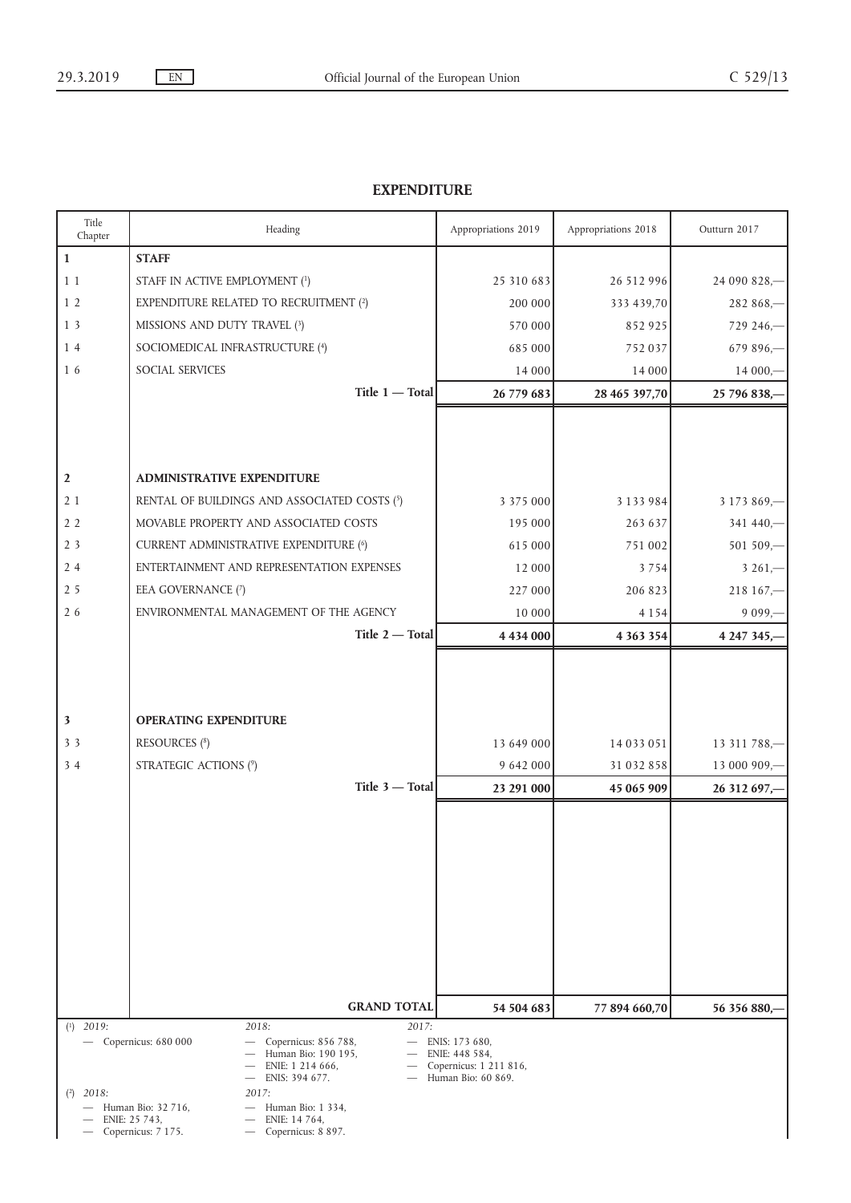## EXPENDITURE

| Title Chapter | Heading | Appropriations 2019 | Appropriations 2018 | Outturn 2017 |
|---|---|---|---|---|
| **1** | **STAFF** | | | |
| 1 1 | STAFF IN ACTIVE EMPLOYMENT ([1]) | 25 310 683 | 26 512 996 | 24 090 828,— |
| 1 2 | EXPENDITURE RELATED TO RECRUITMENT ([2]) | 200 000 | 333 439,70 | 282 868,— |
| 1 3 | MISSIONS AND DUTY TRAVEL ([3]) | 570 000 | 852 925 | 729 246,— |
| 1 4 | SOCIOMEDICAL INFRASTRUCTURE ([4]) | 685 000 | 752 037 | 679 896,— |
| 1 6 | SOCIAL SERVICES | 14 000 | 14 000 | 14 000,— |
| | **Title 1 — Total** | **26 779 683** | **28 465 397,70** | **25 796 838,—** |
| **2** | **ADMINISTRATIVE EXPENDITURE** | | | |
| 2 1 | RENTAL OF BUILDINGS AND ASSOCIATED COSTS ([5]) | 3 375 000 | 3 133 984 | 3 173 869,— |
| 2 2 | MOVABLE PROPERTY AND ASSOCIATED COSTS | 195 000 | 263 637 | 341 440,— |
| 2 3 | CURRENT ADMINISTRATIVE EXPENDITURE ([6]) | 615 000 | 751 002 | 501 509,— |
| 2 4 | ENTERTAINMENT AND REPRESENTATION EXPENSES | 12 000 | 3 754 | 3 261,— |
| 2 5 | EEA GOVERNANCE ([7]) | 227 000 | 206 823 | 218 167,— |
| 2 6 | ENVIRONMENTAL MANAGEMENT OF THE AGENCY | 10 000 | 4 154 | 9 099,— |
| | **Title 2 — Total** | **4 434 000** | **4 363 354** | **4 247 345,—** |
| **3** | **OPERATING EXPENDITURE** | | | |
| 3 3 | RESOURCES ([8]) | 13 649 000 | 14 033 051 | 13 311 788,— |
| 3 4 | STRATEGIC ACTIONS ([9]) | 9 642 000 | 31 032 858 | 13 000 909,— |
| | **Title 3 — Total** | **23 291 000** | **45 065 909** | **26 312 697,—** |
| | **GRAND TOTAL** | **54 504 683** | **77 894 660,70** | **56 356 880,—** |

([1]) *2019:*
- Copernicus: 680 000

*2018:*
- Copernicus: 856 788,
- Human Bio: 190 195,
- ENIE: 1 214 666,
- ENIS: 394 677.

*2017:*
- ENIS: 173 680,
- ENIE: 448 584,
- Copernicus: 1 211 816,
- Human Bio: 60 869.

([2]) *2018:*
- Human Bio: 32 716,
- ENIE: 25 743,
- Copernicus: 7 175.

*2017:*
- Human Bio: 1 334,
- ENIE: 14 764,
- Copernicus: 8 897.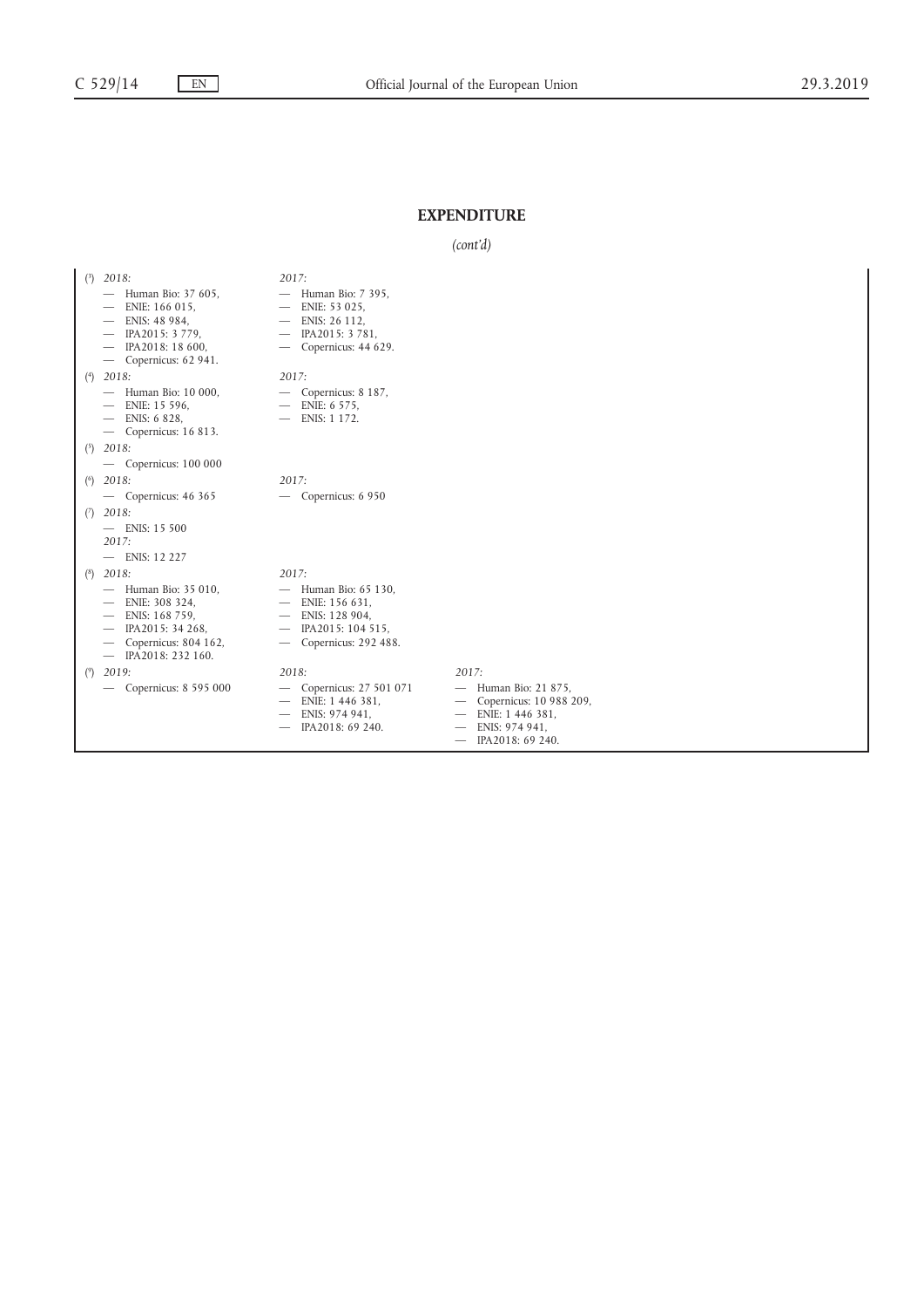## EXPENDITURE

*(cont'd)*

([3]) *2018:*

- Human Bio: 37 605,
- ENIE: 166 015,
- ENIS: 48 984,
- IPA2015: 3 779,
- IPA2018: 18 600,
- Copernicus: 62 941.

*2017:*

- Human Bio: 7 395,
- ENIE: 53 025,
- ENIS: 26 112,
- IPA2015: 3 781,
- Copernicus: 44 629.

([4]) *2018:*

- Human Bio: 10 000,
- ENIE: 15 596,
- ENIS: 6 828,
- Copernicus: 16 813.

*2017:*

- Copernicus: 8 187,
- ENIE: 6 575,
- ENIS: 1 172.

([5]) *2018:*

- Copernicus: 100 000

([6]) *2018:*

- Copernicus: 46 365

*2017:*

- Copernicus: 6 950

([7]) *2018:*

- ENIS: 15 500

*2017:*

- ENIS: 12 227

([8]) *2018:*

- Human Bio: 35 010,
- ENIE: 308 324,
- ENIS: 168 759,
- IPA2015: 34 268,
- Copernicus: 804 162,
- IPA2018: 232 160.

*2017:*

- Human Bio: 65 130,
- ENIE: 156 631,
- ENIS: 128 904,
- IPA2015: 104 515,
- Copernicus: 292 488.

([9]) *2019:*

- Copernicus: 8 595 000

*2018:*

- Copernicus: 27 501 071
- ENIE: 1 446 381,
- ENIS: 974 941,
- IPA2018: 69 240.

*2017:*

- Human Bio: 21 875,
- Copernicus: 10 988 209,
- ENIE: 1 446 381,
- ENIS: 974 941,
- IPA2018: 69 240.